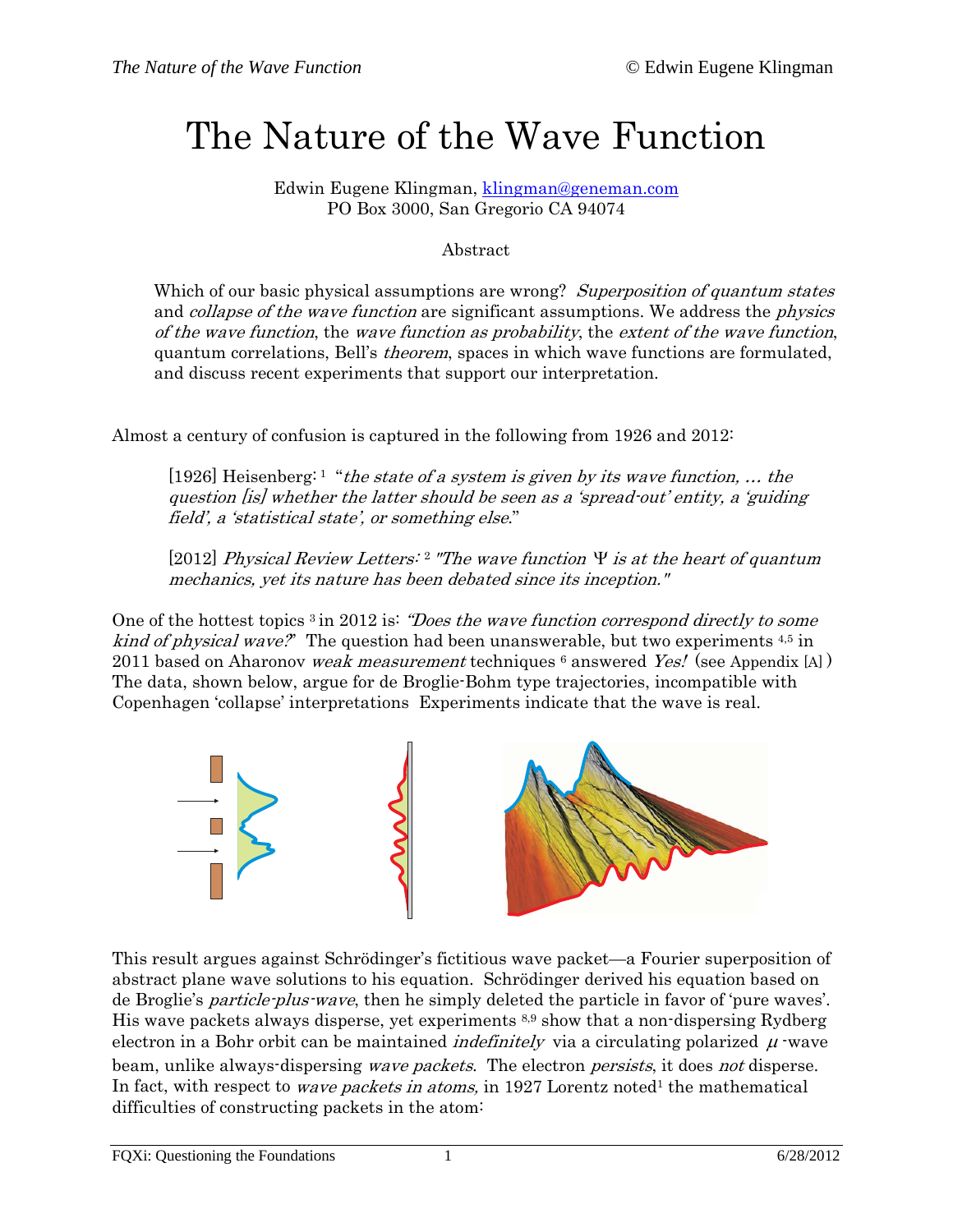# The Nature of the Wave Function

Edwin Eugene Klingman, klingman@geneman.com
PO Box 3000, San Gregorio CA 94074

Abstract

Which of our basic physical assumptions are wrong? *Superposition of quantum states* and *collapse of the wave function* are significant assumptions. We address the *physics of the wave function*, the *wave function as probability*, the *extent of the wave function*, quantum correlations, Bell's *theorem*, spaces in which wave functions are formulated, and discuss recent experiments that support our interpretation.

Almost a century of confusion is captured in the following from 1926 and 2012:

> [1926] Heisenberg: [1] "*the state of a system is given by its wave function, … the question [is] whether the latter should be seen as a 'spread-out' entity, a 'guiding field', a 'statistical state', or something else*."
>
> [2012] *Physical Review Letters:* [2] *"The wave function Ψ is at the heart of quantum mechanics, yet its nature has been debated since its inception."*

One of the hottest topics [3] in 2012 is: *"Does the wave function correspond directly to some kind of physical wave?"* The question had been unanswerable, but two experiments [4,5] in 2011 based on Aharonov *weak measurement* techniques [6] answered *Yes!* (see Appendix [A]) The data, shown below, argue for de Broglie-Bohm type trajectories, incompatible with Copenhagen 'collapse' interpretations Experiments indicate that the wave is real.

This result argues against Schrödinger's fictitious wave packet—a Fourier superposition of abstract plane wave solutions to his equation. Schrödinger derived his equation based on de Broglie's *particle-plus-wave*, then he simply deleted the particle in favor of 'pure waves'. His wave packets always disperse, yet experiments [8,9] show that a non-dispersing Rydberg electron in a Bohr orbit can be maintained *indefinitely* via a circulating polarized $\mu$-wave beam, unlike always-dispersing *wave packets*. The electron *persists*, it does *not* disperse. In fact, with respect to *wave packets in atoms,* in 1927 Lorentz noted[1] the mathematical difficulties of constructing packets in the atom: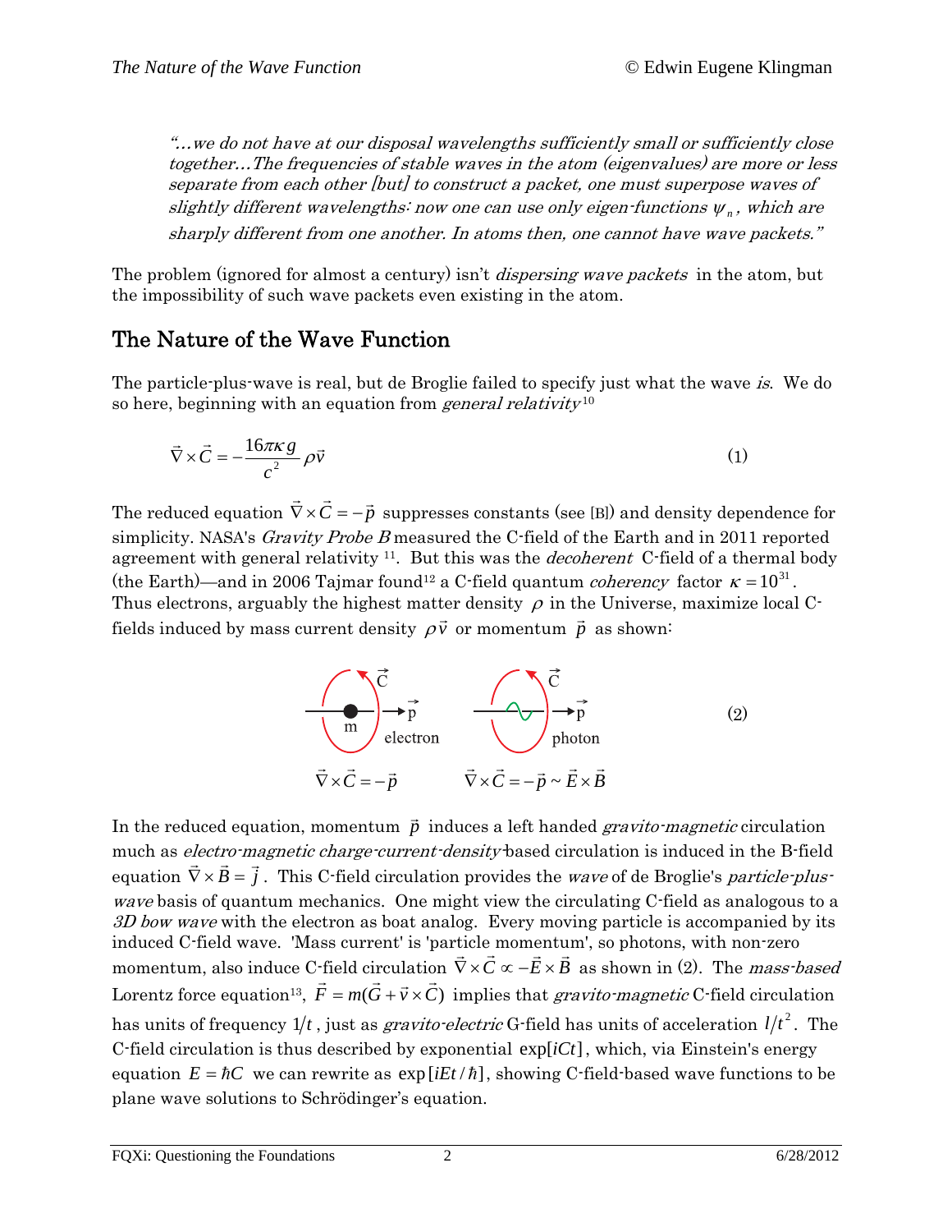*"…we do not have at our disposal wavelengths sufficiently small or sufficiently close together…The frequencies of stable waves in the atom (eigenvalues) are more or less separate from each other [but] to construct a packet, one must superpose waves of slightly different wavelengths: now one can use only eigen-functions $\psi_n$, which are sharply different from one another. In atoms then, one cannot have wave packets."*

The problem (ignored for almost a century) isn't *dispersing wave packets* in the atom, but the impossibility of such wave packets even existing in the atom.

## The Nature of the Wave Function

The particle-plus-wave is real, but de Broglie failed to specify just what the wave *is*. We do so here, beginning with an equation from *general relativity*[10]

$$\vec{\nabla}\times\vec{C} = -\frac{16\pi\kappa g}{c^2}\rho\vec{v} \tag{1}$$

The reduced equation $\vec{\nabla}\times\vec{C} = -\vec{p}$ suppresses constants (see [B]) and density dependence for simplicity. NASA's *Gravity Probe B* measured the C-field of the Earth and in 2011 reported agreement with general relativity [11]. But this was the *decoherent* C-field of a thermal body (the Earth)—and in 2006 Tajmar found[12] a C-field quantum *coherency* factor $\kappa = 10^{31}$. Thus electrons, arguably the highest matter density $\rho$ in the Universe, maximize local C-fields induced by mass current density $\rho\vec{v}$ or momentum $\vec{p}$ as shown:

$$\vec{\nabla}\times\vec{C} = -\vec{p} \quad \text{(electron)} \qquad \vec{\nabla}\times\vec{C} = -\vec{p} \sim \vec{E}\times\vec{B} \quad \text{(photon)} \tag{2}$$

In the reduced equation, momentum $\vec{p}$ induces a left handed *gravito-magnetic* circulation much as *electro-magnetic charge-current-density*-based circulation is induced in the B-field equation $\vec{\nabla}\times\vec{B} = \vec{j}$. This C-field circulation provides the *wave* of de Broglie's *particle-plus-wave* basis of quantum mechanics. One might view the circulating C-field as analogous to a *3D bow wave* with the electron as boat analog. Every moving particle is accompanied by its induced C-field wave. 'Mass current' is 'particle momentum', so photons, with non-zero momentum, also induce C-field circulation $\vec{\nabla}\times\vec{C} \propto -\vec{E}\times\vec{B}$ as shown in (2). The *mass-based* Lorentz force equation[13], $\vec{F} = m(\vec{G} + \vec{v}\times\vec{C})$ implies that *gravito-magnetic* C-field circulation has units of frequency $1/t$, just as *gravito-electric* G-field has units of acceleration $l/t^2$. The C-field circulation is thus described by exponential $\exp[iCt]$, which, via Einstein's energy equation $E = \hbar C$ we can rewrite as $\exp[iEt/\hbar]$, showing C-field-based wave functions to be plane wave solutions to Schrödinger's equation.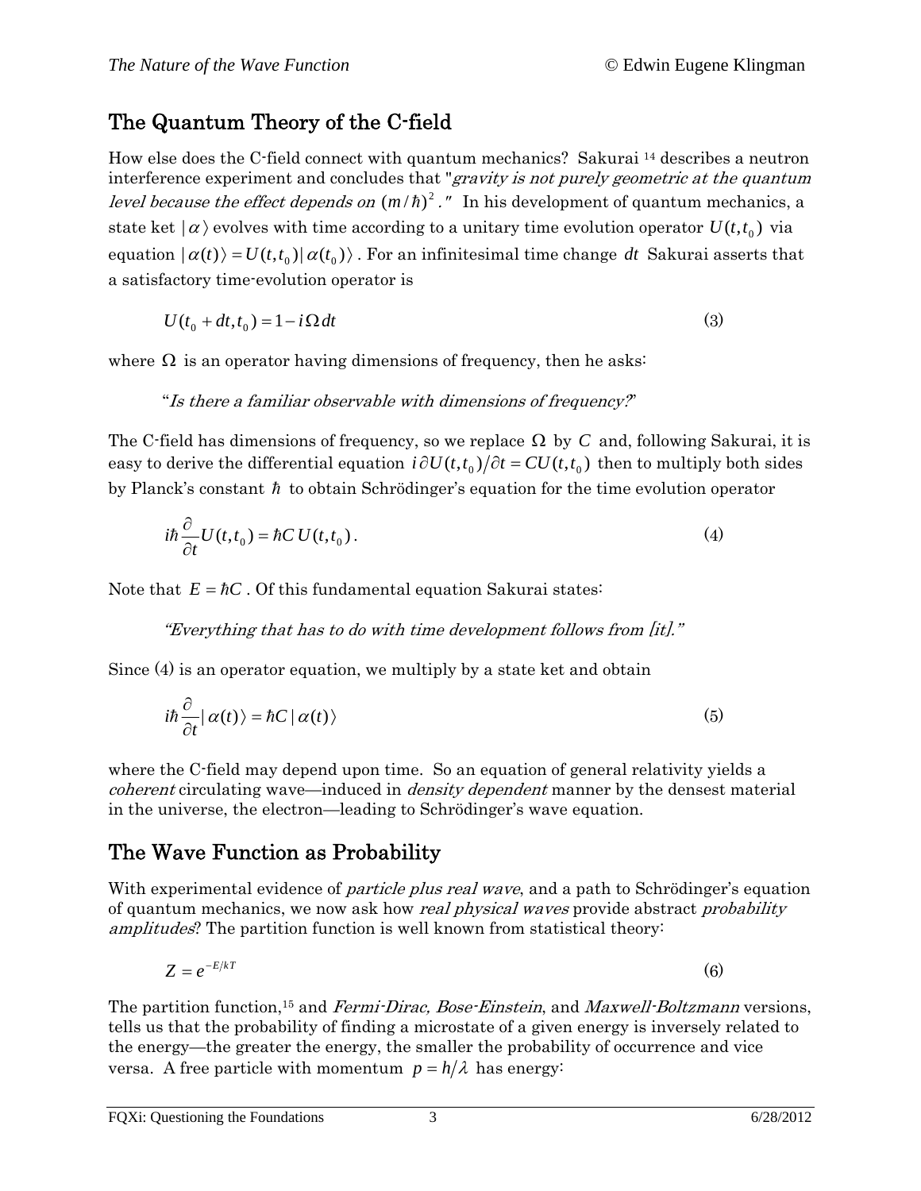## The Quantum Theory of the C-field

How else does the C-field connect with quantum mechanics? Sakurai [14] describes a neutron interference experiment and concludes that "*gravity is not purely geometric at the quantum level because the effect depends on* $(m/\hbar)^2$*.*" In his development of quantum mechanics, a state ket $|\alpha\rangle$ evolves with time according to a unitary time evolution operator $U(t,t_0)$ via equation $|\alpha(t)\rangle = U(t,t_0)|\alpha(t_0)\rangle$. For an infinitesimal time change $dt$ Sakurai asserts that a satisfactory time-evolution operator is

$$U(t_0 + dt, t_0) = 1 - i\Omega\, dt \tag{3}$$

where $\Omega$ is an operator having dimensions of frequency, then he asks:

"*Is there a familiar observable with dimensions of frequency?*"

The C-field has dimensions of frequency, so we replace $\Omega$ by $C$ and, following Sakurai, it is easy to derive the differential equation $i\,\partial U(t,t_0)/\partial t = CU(t,t_0)$ then to multiply both sides by Planck's constant $\hbar$ to obtain Schrödinger's equation for the time evolution operator

$$i\hbar \frac{\partial}{\partial t} U(t,t_0) = \hbar C\, U(t,t_0)\,. \tag{4}$$

Note that $E = \hbar C$. Of this fundamental equation Sakurai states:

*"Everything that has to do with time development follows from [it]."*

Since (4) is an operator equation, we multiply by a state ket and obtain

$$i\hbar \frac{\partial}{\partial t} |\alpha(t)\rangle = \hbar C\, |\alpha(t)\rangle \tag{5}$$

where the C-field may depend upon time. So an equation of general relativity yields a *coherent* circulating wave—induced in *density dependent* manner by the densest material in the universe, the electron—leading to Schrödinger's wave equation.

## The Wave Function as Probability

With experimental evidence of *particle plus real wave*, and a path to Schrödinger's equation of quantum mechanics, we now ask how *real physical waves* provide abstract *probability amplitudes*? The partition function is well known from statistical theory:

$$Z = e^{-E/kT} \tag{6}$$

The partition function,[15] and *Fermi-Dirac, Bose-Einstein*, and *Maxwell-Boltzmann* versions, tells us that the probability of finding a microstate of a given energy is inversely related to the energy—the greater the energy, the smaller the probability of occurrence and vice versa. A free particle with momentum $p = h/\lambda$ has energy: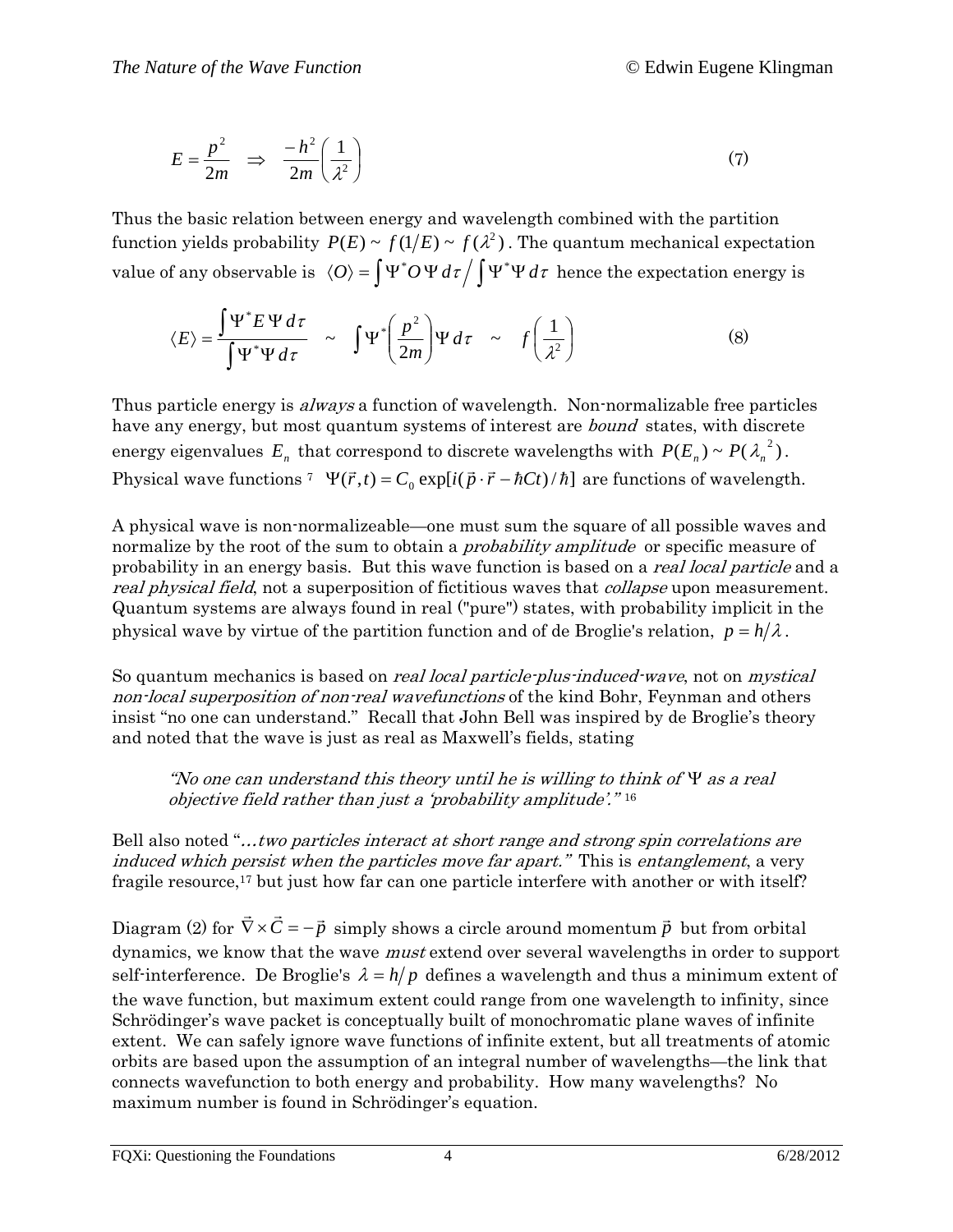$$E = \frac{p^2}{2m} \quad \Rightarrow \quad \frac{-h^2}{2m}\left(\frac{1}{\lambda^2}\right) \tag{7}$$

Thus the basic relation between energy and wavelength combined with the partition function yields probability $P(E) \sim f(1/E) \sim f(\lambda^2)$. The quantum mechanical expectation value of any observable is $\langle O \rangle = \int \Psi^* O \Psi \, d\tau \Big/ \int \Psi^* \Psi \, d\tau$ hence the expectation energy is

$$\langle E \rangle = \frac{\int \Psi^* E \, \Psi \, d\tau}{\int \Psi^* \Psi \, d\tau} \quad \sim \quad \int \Psi^* \left(\frac{p^2}{2m}\right) \Psi \, d\tau \quad \sim \quad f\left(\frac{1}{\lambda^2}\right) \tag{8}$$

Thus particle energy is *always* a function of wavelength. Non-normalizable free particles have any energy, but most quantum systems of interest are *bound* states, with discrete energy eigenvalues $E_n$ that correspond to discrete wavelengths with $P(E_n) \sim P(\lambda_n^{\ 2})$. Physical wave functions [7] $\Psi(\vec{r}, t) = C_0 \exp[i(\vec{p} \cdot \vec{r} - \hbar C t)/\hbar]$ are functions of wavelength.

A physical wave is non-normalizeable—one must sum the square of all possible waves and normalize by the root of the sum to obtain a *probability amplitude* or specific measure of probability in an energy basis. But this wave function is based on a *real local particle* and a *real physical field*, not a superposition of fictitious waves that *collapse* upon measurement. Quantum systems are always found in real ("pure") states, with probability implicit in the physical wave by virtue of the partition function and of de Broglie's relation, $p = h/\lambda$.

So quantum mechanics is based on *real local particle-plus-induced-wave*, not on *mystical non-local superposition of non-real wavefunctions* of the kind Bohr, Feynman and others insist "no one can understand." Recall that John Bell was inspired by de Broglie's theory and noted that the wave is just as real as Maxwell's fields, stating

> *"No one can understand this theory until he is willing to think of $\Psi$ as a real objective field rather than just a 'probability amplitude'."* [16]

Bell also noted "*...two particles interact at short range and strong spin correlations are induced which persist when the particles move far apart."* This is *entanglement*, a very fragile resource,[17] but just how far can one particle interfere with another or with itself?

Diagram (2) for $\vec{\nabla} \times \vec{C} = -\vec{p}$ simply shows a circle around momentum $\vec{p}$ but from orbital dynamics, we know that the wave *must* extend over several wavelengths in order to support self-interference. De Broglie's $\lambda = h/p$ defines a wavelength and thus a minimum extent of the wave function, but maximum extent could range from one wavelength to infinity, since Schrödinger's wave packet is conceptually built of monochromatic plane waves of infinite extent. We can safely ignore wave functions of infinite extent, but all treatments of atomic orbits are based upon the assumption of an integral number of wavelengths—the link that connects wavefunction to both energy and probability. How many wavelengths? No maximum number is found in Schrödinger's equation.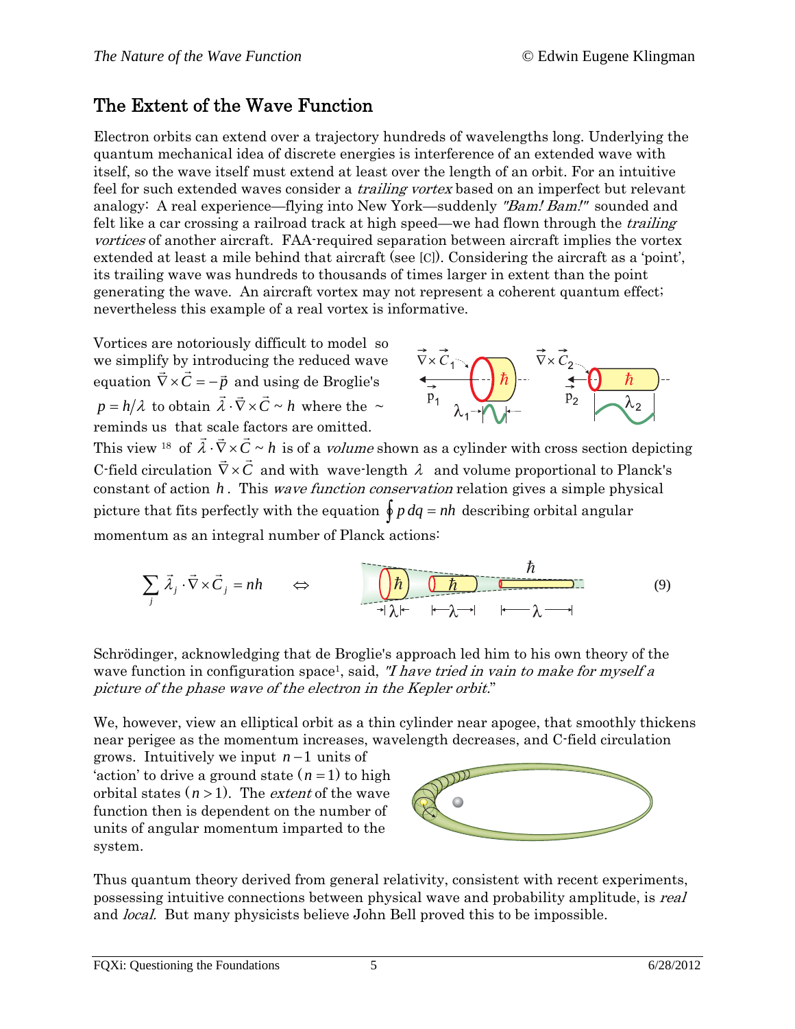## The Extent of the Wave Function

Electron orbits can extend over a trajectory hundreds of wavelengths long. Underlying the quantum mechanical idea of discrete energies is interference of an extended wave with itself, so the wave itself must extend at least over the length of an orbit. For an intuitive feel for such extended waves consider a *trailing vortex* based on an imperfect but relevant analogy: A real experience—flying into New York—suddenly *"Bam! Bam!"* sounded and felt like a car crossing a railroad track at high speed—we had flown through the *trailing vortices* of another aircraft. FAA-required separation between aircraft implies the vortex extended at least a mile behind that aircraft (see [C]). Considering the aircraft as a 'point', its trailing wave was hundreds to thousands of times larger in extent than the point generating the wave. An aircraft vortex may not represent a coherent quantum effect; nevertheless this example of a real vortex is informative.

Vortices are notoriously difficult to model so we simplify by introducing the reduced wave equation $\vec{\nabla}\times\vec{C} = -\vec{p}$ and using de Broglie's $p = h/\lambda$ to obtain $\vec{\lambda}\cdot\vec{\nabla}\times\vec{C} \sim h$ where the ~ reminds us that scale factors are omitted. This view [18] of $\vec{\lambda}\cdot\vec{\nabla}\times\vec{C} \sim h$ is of a *volume* shown as a cylinder with cross section depicting C-field circulation $\vec{\nabla}\times\vec{C}$ and with wave-length $\lambda$ and volume proportional to Planck's constant of action $h$. This *wave function conservation* relation gives a simple physical picture that fits perfectly with the equation $\oint p\,dq = nh$ describing orbital angular momentum as an integral number of Planck actions:

$$\sum_j \vec{\lambda}_j \cdot \vec{\nabla}\times\vec{C}_j = nh \qquad \Leftrightarrow \tag{9}$$

Schrödinger, acknowledging that de Broglie's approach led him to his own theory of the wave function in configuration space[1], said, *"I have tried in vain to make for myself a picture of the phase wave of the electron in the Kepler orbit.*"

We, however, view an elliptical orbit as a thin cylinder near apogee, that smoothly thickens near perigee as the momentum increases, wavelength decreases, and C-field circulation grows. Intuitively we input $n-1$ units of 'action' to drive a ground state $(n=1)$ to high orbital states $(n>1)$. The *extent* of the wave function then is dependent on the number of units of angular momentum imparted to the system.

Thus quantum theory derived from general relativity, consistent with recent experiments, possessing intuitive connections between physical wave and probability amplitude, is *real* and *local.* But many physicists believe John Bell proved this to be impossible.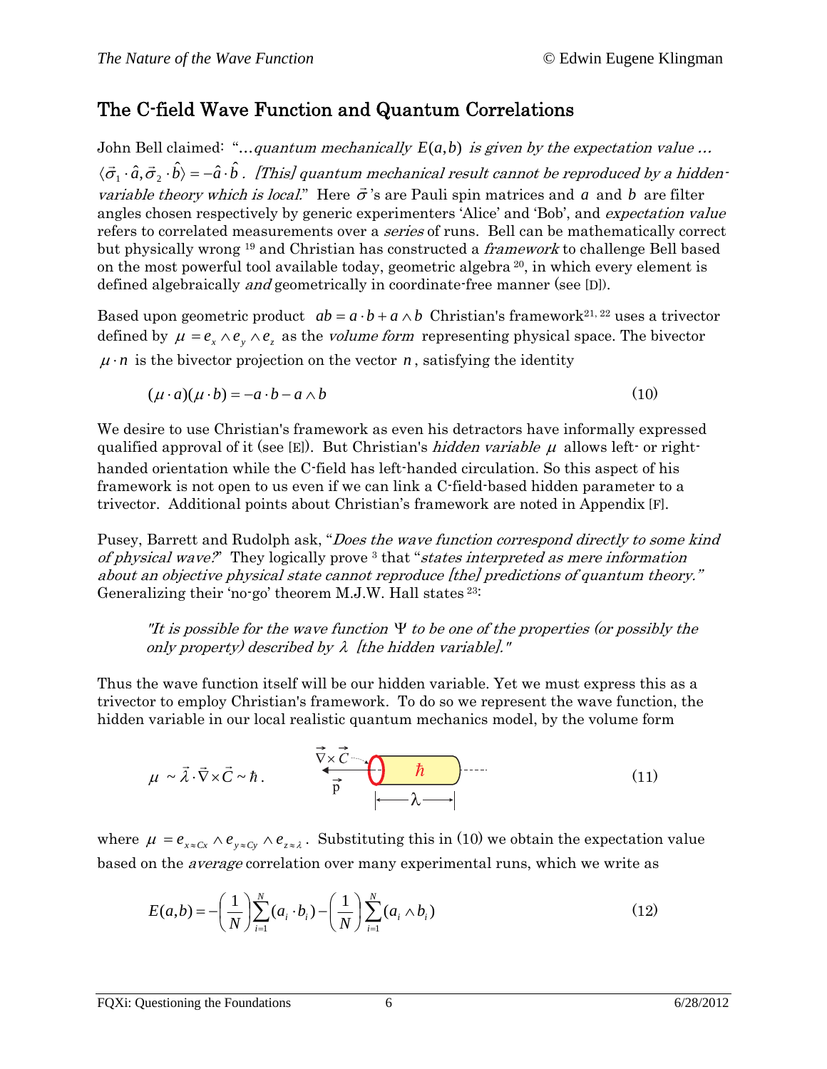## The C-field Wave Function and Quantum Correlations

John Bell claimed: "*…quantum mechanically* $E(a,b)$ *is given by the expectation value …* $\langle \vec{\sigma}_1 \cdot \hat{a}, \vec{\sigma}_2 \cdot \hat{b} \rangle = -\hat{a} \cdot \hat{b}$ . *[This] quantum mechanical result cannot be reproduced by a hidden-variable theory which is local.*" Here $\vec{\sigma}$'s are Pauli spin matrices and $a$ and $b$ are filter angles chosen respectively by generic experimenters 'Alice' and 'Bob', and *expectation value* refers to correlated measurements over a *series* of runs. Bell can be mathematically correct but physically wrong [19] and Christian has constructed a *framework* to challenge Bell based on the most powerful tool available today, geometric algebra [20], in which every element is defined algebraically *and* geometrically in coordinate-free manner (see [D]).

Based upon geometric product $ab = a \cdot b + a \wedge b$ Christian's framework[21, 22] uses a trivector defined by $\mu = e_x \wedge e_y \wedge e_z$ as the *volume form* representing physical space. The bivector $\mu \cdot n$ is the bivector projection on the vector $n$, satisfying the identity

$$(\mu \cdot a)(\mu \cdot b) = -a \cdot b - a \wedge b \tag{10}$$

We desire to use Christian's framework as even his detractors have informally expressed qualified approval of it (see [E]). But Christian's *hidden variable* $\mu$ allows left- or right-handed orientation while the C-field has left-handed circulation. So this aspect of his framework is not open to us even if we can link a C-field-based hidden parameter to a trivector. Additional points about Christian's framework are noted in Appendix [F].

Pusey, Barrett and Rudolph ask, "*Does the wave function correspond directly to some kind of physical wave?*" They logically prove [3] that "*states interpreted as mere information about an objective physical state cannot reproduce [the] predictions of quantum theory.*" Generalizing their 'no-go' theorem M.J.W. Hall states [23]:

> *"It is possible for the wave function* $\Psi$ *to be one of the properties (or possibly the only property) described by* $\lambda$ *[the hidden variable]."*

Thus the wave function itself will be our hidden variable. Yet we must express this as a trivector to employ Christian's framework. To do so we represent the wave function, the hidden variable in our local realistic quantum mechanics model, by the volume form

$$\mu \sim \vec{\lambda} \cdot \vec{\nabla} \times \vec{C} \sim \hbar . \tag{11}$$

where $\mu = e_{x \approx Cx} \wedge e_{y \approx Cy} \wedge e_{z \approx \lambda}$ . Substituting this in (10) we obtain the expectation value based on the *average* correlation over many experimental runs, which we write as

$$E(a,b) = -\left(\frac{1}{N}\right)\sum_{i=1}^{N}(a_i \cdot b_i) - \left(\frac{1}{N}\right)\sum_{i=1}^{N}(a_i \wedge b_i) \tag{12}$$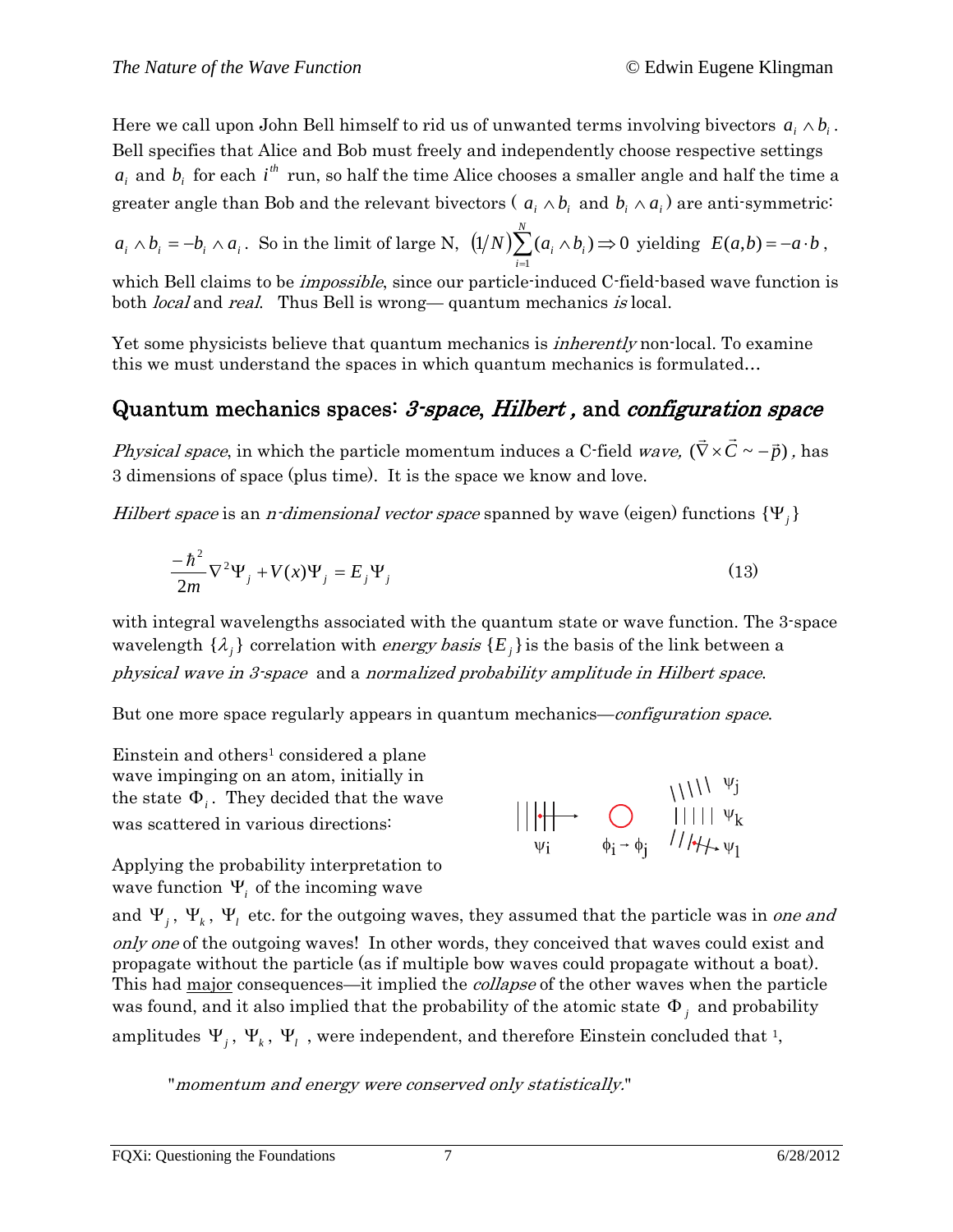Here we call upon John Bell himself to rid us of unwanted terms involving bivectors $a_i \wedge b_i$. Bell specifies that Alice and Bob must freely and independently choose respective settings $a_i$ and $b_i$ for each $i^{th}$ run, so half the time Alice chooses a smaller angle and half the time a greater angle than Bob and the relevant bivectors ( $a_i \wedge b_i$ and $b_i \wedge a_i$ ) are anti-symmetric: $a_i \wedge b_i = -b_i \wedge a_i$. So in the limit of large N, $(1/N)\sum_{i=1}^{N}(a_i \wedge b_i) \Rightarrow 0$ yielding $E(a,b) = -a \cdot b$, which Bell claims to be *impossible*, since our particle-induced C-field-based wave function is both *local* and *real*. Thus Bell is wrong— quantum mechanics *is* local.

Yet some physicists believe that quantum mechanics is *inherently* non-local. To examine this we must understand the spaces in which quantum mechanics is formulated…

## Quantum mechanics spaces: *3-space*, *Hilbert* , and *configuration space*

*Physical space*, in which the particle momentum induces a C-field *wave,* $(\vec{\nabla} \times \vec{C} \sim -\vec{p})$*,* has 3 dimensions of space (plus time). It is the space we know and love.

*Hilbert space* is an *n-dimensional vector space* spanned by wave (eigen) functions $\{\Psi_j\}$

$$\frac{-\hbar^2}{2m}\nabla^2\Psi_j + V(x)\Psi_j = E_j\Psi_j \tag{13}$$

with integral wavelengths associated with the quantum state or wave function. The 3-space wavelength $\{\lambda_j\}$ correlation with *energy basis* $\{E_j\}$ is the basis of the link between a *physical wave in 3-space* and a *normalized probability amplitude in Hilbert space*.

But one more space regularly appears in quantum mechanics—*configuration space*.

Einstein and others[1] considered a plane wave impinging on an atom, initially in the state $\Phi_i$. They decided that the wave was scattered in various directions:

Applying the probability interpretation to wave function $\Psi_i$ of the incoming wave and $\Psi_j$, $\Psi_k$, $\Psi_l$ etc. for the outgoing waves, they assumed that the particle was in *one and only one* of the outgoing waves! In other words, they conceived that waves could exist and propagate without the particle (as if multiple bow waves could propagate without a boat). This had major consequences—it implied the *collapse* of the other waves when the particle was found, and it also implied that the probability of the atomic state $\Phi_j$ and probability amplitudes $\Psi_j$, $\Psi_k$, $\Psi_l$ , were independent, and therefore Einstein concluded that [1],

> "*momentum and energy were conserved only statistically.*"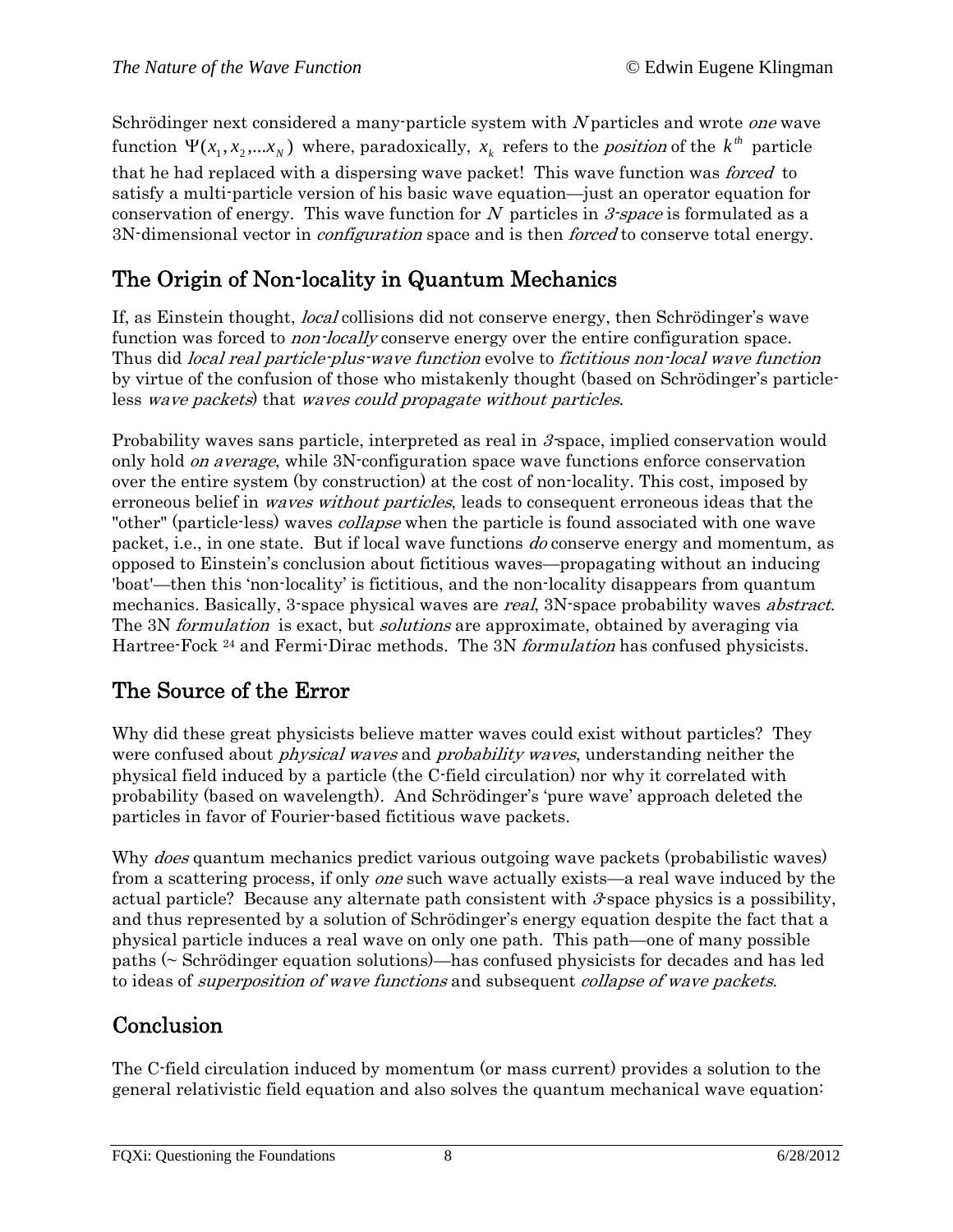Schrödinger next considered a many-particle system with *N* particles and wrote *one* wave function $\Psi(x_1, x_2, ...x_N)$ where, paradoxically, $x_k$ refers to the *position* of the $k^{th}$ particle that he had replaced with a dispersing wave packet! This wave function was *forced* to satisfy a multi-particle version of his basic wave equation—just an operator equation for conservation of energy. This wave function for *N* particles in *3-space* is formulated as a 3N-dimensional vector in *configuration* space and is then *forced* to conserve total energy.

## The Origin of Non-locality in Quantum Mechanics

If, as Einstein thought, *local* collisions did not conserve energy, then Schrödinger's wave function was forced to *non-locally* conserve energy over the entire configuration space. Thus did *local real particle-plus-wave function* evolve to *fictitious non-local wave function* by virtue of the confusion of those who mistakenly thought (based on Schrödinger's particle-less *wave packets*) that *waves could propagate without particles*.

Probability waves sans particle, interpreted as real in *3*-space, implied conservation would only hold *on average*, while 3N-configuration space wave functions enforce conservation over the entire system (by construction) at the cost of non-locality. This cost, imposed by erroneous belief in *waves without particles*, leads to consequent erroneous ideas that the "other" (particle-less) waves *collapse* when the particle is found associated with one wave packet, i.e., in one state. But if local wave functions *do* conserve energy and momentum, as opposed to Einstein's conclusion about fictitious waves—propagating without an inducing 'boat'—then this 'non-locality' is fictitious, and the non-locality disappears from quantum mechanics. Basically, 3-space physical waves are *real*, 3N-space probability waves *abstract*. The 3N *formulation* is exact, but *solutions* are approximate, obtained by averaging via Hartree-Fock [24] and Fermi-Dirac methods. The 3N *formulation* has confused physicists.

## The Source of the Error

Why did these great physicists believe matter waves could exist without particles? They were confused about *physical waves* and *probability waves*, understanding neither the physical field induced by a particle (the C-field circulation) nor why it correlated with probability (based on wavelength). And Schrödinger's 'pure wave' approach deleted the particles in favor of Fourier-based fictitious wave packets.

Why *does* quantum mechanics predict various outgoing wave packets (probabilistic waves) from a scattering process, if only *one* such wave actually exists—a real wave induced by the actual particle? Because any alternate path consistent with *3*-space physics is a possibility, and thus represented by a solution of Schrödinger's energy equation despite the fact that a physical particle induces a real wave on only one path. This path—one of many possible paths (~ Schrödinger equation solutions)—has confused physicists for decades and has led to ideas of *superposition of wave functions* and subsequent *collapse of wave packets*.

## Conclusion

The C-field circulation induced by momentum (or mass current) provides a solution to the general relativistic field equation and also solves the quantum mechanical wave equation: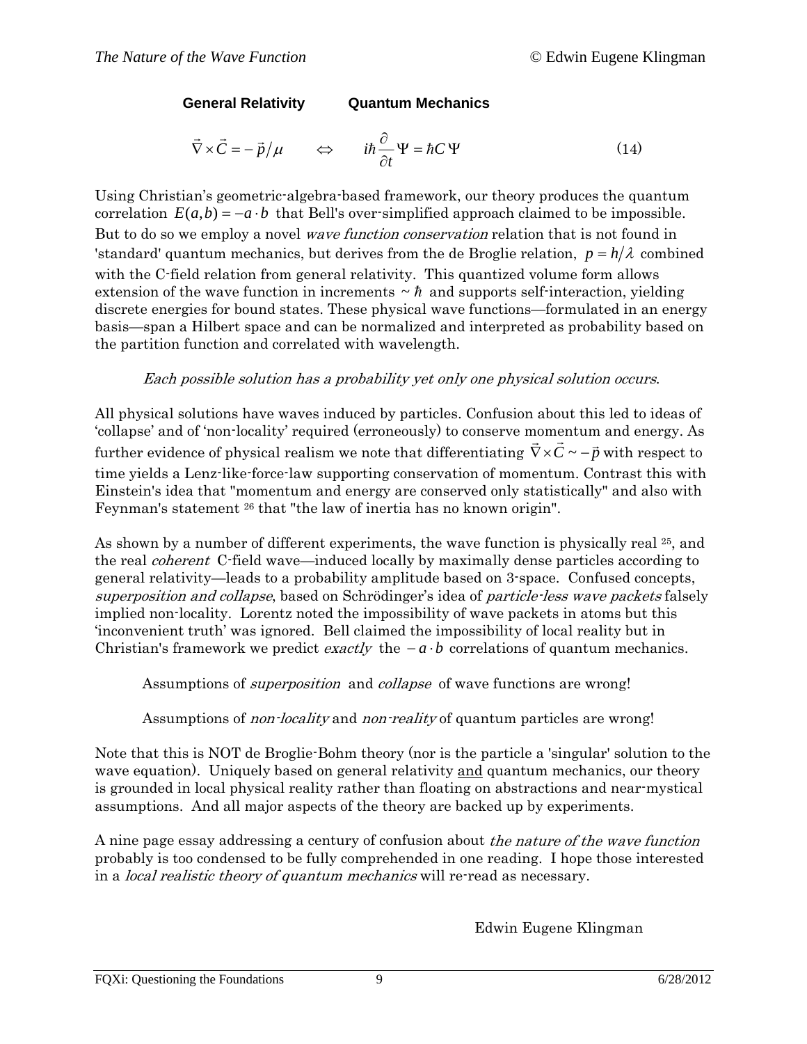**General Relativity** **Quantum Mechanics**

$$\vec{\nabla} \times \vec{C} = -\vec{p}/\mu \qquad \Leftrightarrow \qquad i\hbar \frac{\partial}{\partial t} \Psi = \hbar C \, \Psi \tag{14}$$

Using Christian's geometric-algebra-based framework, our theory produces the quantum correlation $E(a,b) = -a \cdot b$ that Bell's over-simplified approach claimed to be impossible. But to do so we employ a novel *wave function conservation* relation that is not found in 'standard' quantum mechanics, but derives from the de Broglie relation, $p = h/\lambda$ combined with the C-field relation from general relativity. This quantized volume form allows extension of the wave function in increments $\sim \hbar$ and supports self-interaction, yielding discrete energies for bound states. These physical wave functions—formulated in an energy basis—span a Hilbert space and can be normalized and interpreted as probability based on the partition function and correlated with wavelength.

*Each possible solution has a probability yet only one physical solution occurs.*

All physical solutions have waves induced by particles. Confusion about this led to ideas of 'collapse' and of 'non-locality' required (erroneously) to conserve momentum and energy. As further evidence of physical realism we note that differentiating $\vec{\nabla} \times \vec{C} \sim -\vec{p}$ with respect to time yields a Lenz-like-force-law supporting conservation of momentum. Contrast this with Einstein's idea that "momentum and energy are conserved only statistically" and also with Feynman's statement [26] that "the law of inertia has no known origin".

As shown by a number of different experiments, the wave function is physically real [25], and the real *coherent* C-field wave—induced locally by maximally dense particles according to general relativity—leads to a probability amplitude based on 3-space. Confused concepts, *superposition and collapse*, based on Schrödinger's idea of *particle-less wave packets* falsely implied non-locality. Lorentz noted the impossibility of wave packets in atoms but this 'inconvenient truth' was ignored. Bell claimed the impossibility of local reality but in Christian's framework we predict *exactly* the $-a \cdot b$ correlations of quantum mechanics.

Assumptions of *superposition* and *collapse* of wave functions are wrong!

Assumptions of *non-locality* and *non-reality* of quantum particles are wrong!

Note that this is NOT de Broglie-Bohm theory (nor is the particle a 'singular' solution to the wave equation). Uniquely based on general relativity and quantum mechanics, our theory is grounded in local physical reality rather than floating on abstractions and near-mystical assumptions. And all major aspects of the theory are backed up by experiments.

A nine page essay addressing a century of confusion about *the nature of the wave function* probably is too condensed to be fully comprehended in one reading. I hope those interested in a *local realistic theory of quantum mechanics* will re-read as necessary.

Edwin Eugene Klingman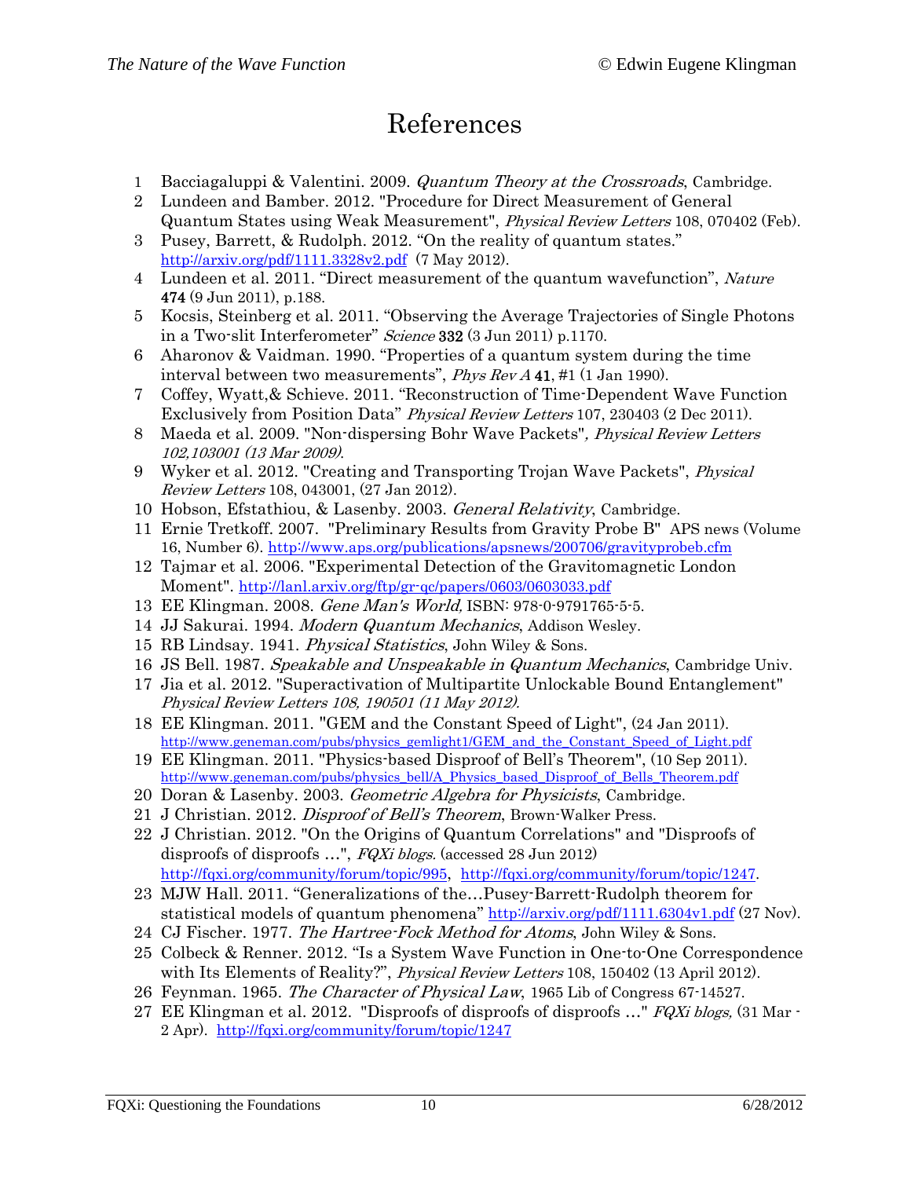# References

1. Bacciagaluppi & Valentini. 2009. *Quantum Theory at the Crossroads*, Cambridge.
2. Lundeen and Bamber. 2012. "Procedure for Direct Measurement of General Quantum States using Weak Measurement", *Physical Review Letters* 108, 070402 (Feb).
3. Pusey, Barrett, & Rudolph. 2012. "On the reality of quantum states." http://arxiv.org/pdf/1111.3328v2.pdf (7 May 2012).
4. Lundeen et al. 2011. "Direct measurement of the quantum wavefunction", *Nature* **474** (9 Jun 2011), p.188.
5. Kocsis, Steinberg et al. 2011. "Observing the Average Trajectories of Single Photons in a Two-slit Interferometer" *Science* **332** (3 Jun 2011) p.1170.
6. Aharonov & Vaidman. 1990. "Properties of a quantum system during the time interval between two measurements", *Phys Rev A* **41**, #1 (1 Jan 1990).
7. Coffey, Wyatt,& Schieve. 2011. "Reconstruction of Time-Dependent Wave Function Exclusively from Position Data" *Physical Review Letters* 107, 230403 (2 Dec 2011).
8. Maeda et al. 2009. "Non-dispersing Bohr Wave Packets", *Physical Review Letters 102,103001 (13 Mar 2009).*
9. Wyker et al. 2012. "Creating and Transporting Trojan Wave Packets", *Physical Review Letters* 108, 043001, (27 Jan 2012).
10. Hobson, Efstathiou, & Lasenby. 2003. *General Relativity*, Cambridge.
11. Ernie Tretkoff. 2007. "Preliminary Results from Gravity Probe B" APS news (Volume 16, Number 6). http://www.aps.org/publications/apsnews/200706/gravityprobeb.cfm
12. Tajmar et al. 2006. "Experimental Detection of the Gravitomagnetic London Moment". http://lanl.arxiv.org/ftp/gr-qc/papers/0603/0603033.pdf
13. EE Klingman. 2008. *Gene Man's World,* ISBN: 978-0-9791765-5-5.
14. JJ Sakurai. 1994. *Modern Quantum Mechanics*, Addison Wesley.
15. RB Lindsay. 1941. *Physical Statistics*, John Wiley & Sons.
16. JS Bell. 1987. *Speakable and Unspeakable in Quantum Mechanics*, Cambridge Univ.
17. Jia et al. 2012. "Superactivation of Multipartite Unlockable Bound Entanglement" *Physical Review Letters 108, 190501 (11 May 2012).*
18. EE Klingman. 2011. "GEM and the Constant Speed of Light", (24 Jan 2011). http://www.geneman.com/pubs/physics_gemlight1/GEM_and_the_Constant_Speed_of_Light.pdf
19. EE Klingman. 2011. "Physics-based Disproof of Bell's Theorem", (10 Sep 2011). http://www.geneman.com/pubs/physics_bell/A_Physics_based_Disproof_of_Bells_Theorem.pdf
20. Doran & Lasenby. 2003. *Geometric Algebra for Physicists*, Cambridge.
21. J Christian. 2012. *Disproof of Bell's Theorem*, Brown-Walker Press.
22. J Christian. 2012. "On the Origins of Quantum Correlations" and "Disproofs of disproofs of disproofs …", *FQXi blogs.* (accessed 28 Jun 2012) http://fqxi.org/community/forum/topic/995, http://fqxi.org/community/forum/topic/1247.
23. MJW Hall. 2011. "Generalizations of the…Pusey-Barrett-Rudolph theorem for statistical models of quantum phenomena" http://arxiv.org/pdf/1111.6304v1.pdf (27 Nov).
24. CJ Fischer. 1977. *The Hartree-Fock Method for Atoms*, John Wiley & Sons.
25. Colbeck & Renner. 2012. "Is a System Wave Function in One-to-One Correspondence with Its Elements of Reality?", *Physical Review Letters* 108, 150402 (13 April 2012).
26. Feynman. 1965. *The Character of Physical Law*, 1965 Lib of Congress 67-14527.
27. EE Klingman et al. 2012. "Disproofs of disproofs of disproofs …" *FQXi blogs,* (31 Mar - 2 Apr). http://fqxi.org/community/forum/topic/1247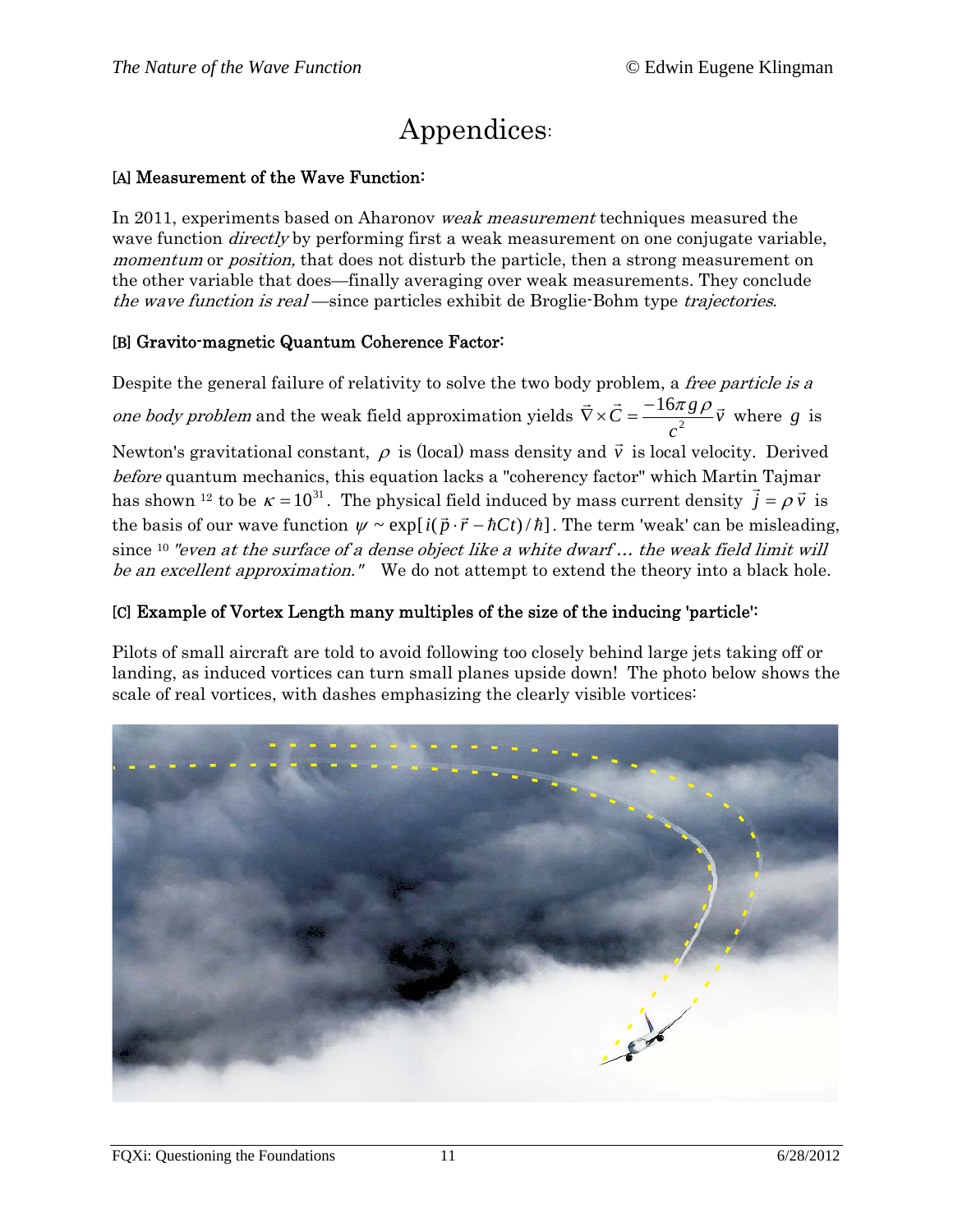# Appendices:

### [A] Measurement of the Wave Function:

In 2011, experiments based on Aharonov *weak measurement* techniques measured the wave function *directly* by performing first a weak measurement on one conjugate variable, *momentum* or *position,* that does not disturb the particle, then a strong measurement on the other variable that does—finally averaging over weak measurements. They conclude *the wave function is real*—since particles exhibit de Broglie-Bohm type *trajectories*.

### [B] Gravito-magnetic Quantum Coherence Factor:

Despite the general failure of relativity to solve the two body problem, a *free particle is a one body problem* and the weak field approximation yields $\vec{\nabla} \times \vec{C} = \dfrac{-16\pi g \rho}{c^2} \vec{v}$ where $g$ is Newton's gravitational constant, $\rho$ is (local) mass density and $\vec{v}$ is local velocity. Derived *before* quantum mechanics, this equation lacks a "coherency factor" which Martin Tajmar has shown [12] to be $\kappa = 10^{31}$. The physical field induced by mass current density $\vec{j} = \rho \vec{v}$ is the basis of our wave function $\psi \sim \exp[i(\vec{p} \cdot \vec{r} - \hbar C t)/\hbar]$. The term 'weak' can be misleading, since [10] *"even at the surface of a dense object like a white dwarf ... the weak field limit will be an excellent approximation."* We do not attempt to extend the theory into a black hole.

### [C] Example of Vortex Length many multiples of the size of the inducing 'particle':

Pilots of small aircraft are told to avoid following too closely behind large jets taking off or landing, as induced vortices can turn small planes upside down! The photo below shows the scale of real vortices, with dashes emphasizing the clearly visible vortices: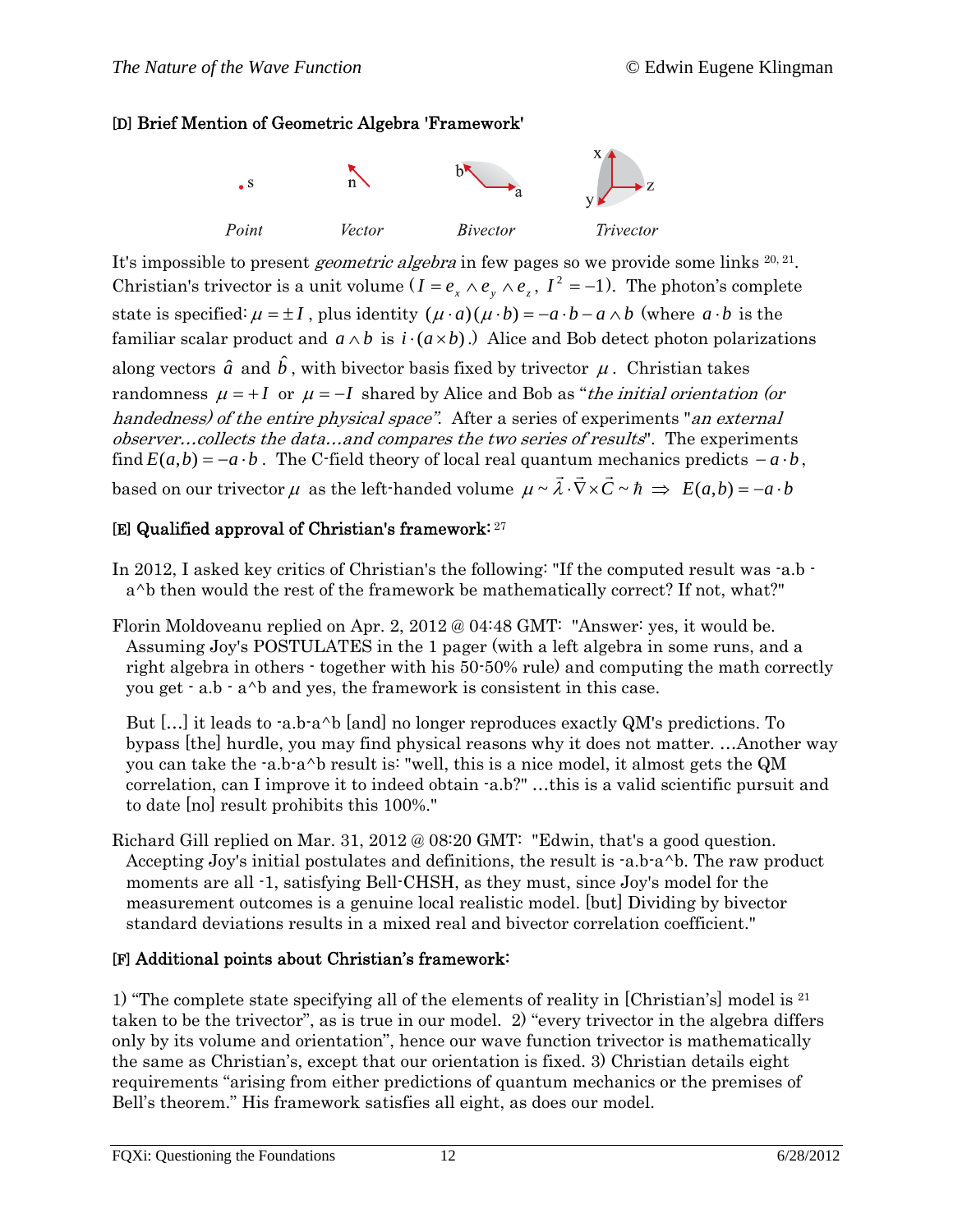### [D] Brief Mention of Geometric Algebra 'Framework'

s n b a x y z

*Point* *Vector* *Bivector* *Trivector*

It's impossible to present *geometric algebra* in few pages so we provide some links [20, 21]. Christian's trivector is a unit volume ($I = e_x \wedge e_y \wedge e_z$, $I^2 = -1$). The photon's complete state is specified: $\mu = \pm I$, plus identity $(\mu \cdot a)(\mu \cdot b) = -a \cdot b - a \wedge b$ (where $a \cdot b$ is the familiar scalar product and $a \wedge b$ is $i \cdot (a \times b)$.) Alice and Bob detect photon polarizations along vectors $\hat{a}$ and $\hat{b}$, with bivector basis fixed by trivector $\mu$. Christian takes randomness $\mu = +I$ or $\mu = -I$ shared by Alice and Bob as "*the initial orientation (or handedness) of the entire physical space*". After a series of experiments "*an external observer…collects the data…and compares the two series of results*". The experiments find $E(a,b) = -a \cdot b$. The C-field theory of local real quantum mechanics predicts $-a \cdot b$, based on our trivector $\mu$ as the left-handed volume $\mu \sim \vec{\lambda} \cdot \vec{\nabla} \times \vec{C} \sim \hbar \Rightarrow E(a,b) = -a \cdot b$

### [E] Qualified approval of Christian's framework: [27]

In 2012, I asked key critics of Christian's the following: "If the computed result was -a.b - a^b then would the rest of the framework be mathematically correct? If not, what?"

Florin Moldoveanu replied on Apr. 2, 2012 @ 04:48 GMT: "Answer: yes, it would be. Assuming Joy's POSTULATES in the 1 pager (with a left algebra in some runs, and a right algebra in others - together with his 50-50% rule) and computing the math correctly you get - a.b - a^b and yes, the framework is consistent in this case.

But […] it leads to -a.b-a^b [and] no longer reproduces exactly QM's predictions. To bypass [the] hurdle, you may find physical reasons why it does not matter. …Another way you can take the -a.b-a^b result is: "well, this is a nice model, it almost gets the QM correlation, can I improve it to indeed obtain -a.b?" …this is a valid scientific pursuit and to date [no] result prohibits this 100%."

Richard Gill replied on Mar. 31, 2012 @ 08:20 GMT: "Edwin, that's a good question. Accepting Joy's initial postulates and definitions, the result is -a.b-a^b. The raw product moments are all -1, satisfying Bell-CHSH, as they must, since Joy's model for the measurement outcomes is a genuine local realistic model. [but] Dividing by bivector standard deviations results in a mixed real and bivector correlation coefficient."

### [F] Additional points about Christian's framework:

1) "The complete state specifying all of the elements of reality in [Christian's] model is [21] taken to be the trivector", as is true in our model. 2) "every trivector in the algebra differs only by its volume and orientation", hence our wave function trivector is mathematically the same as Christian's, except that our orientation is fixed. 3) Christian details eight requirements "arising from either predictions of quantum mechanics or the premises of Bell's theorem." His framework satisfies all eight, as does our model.